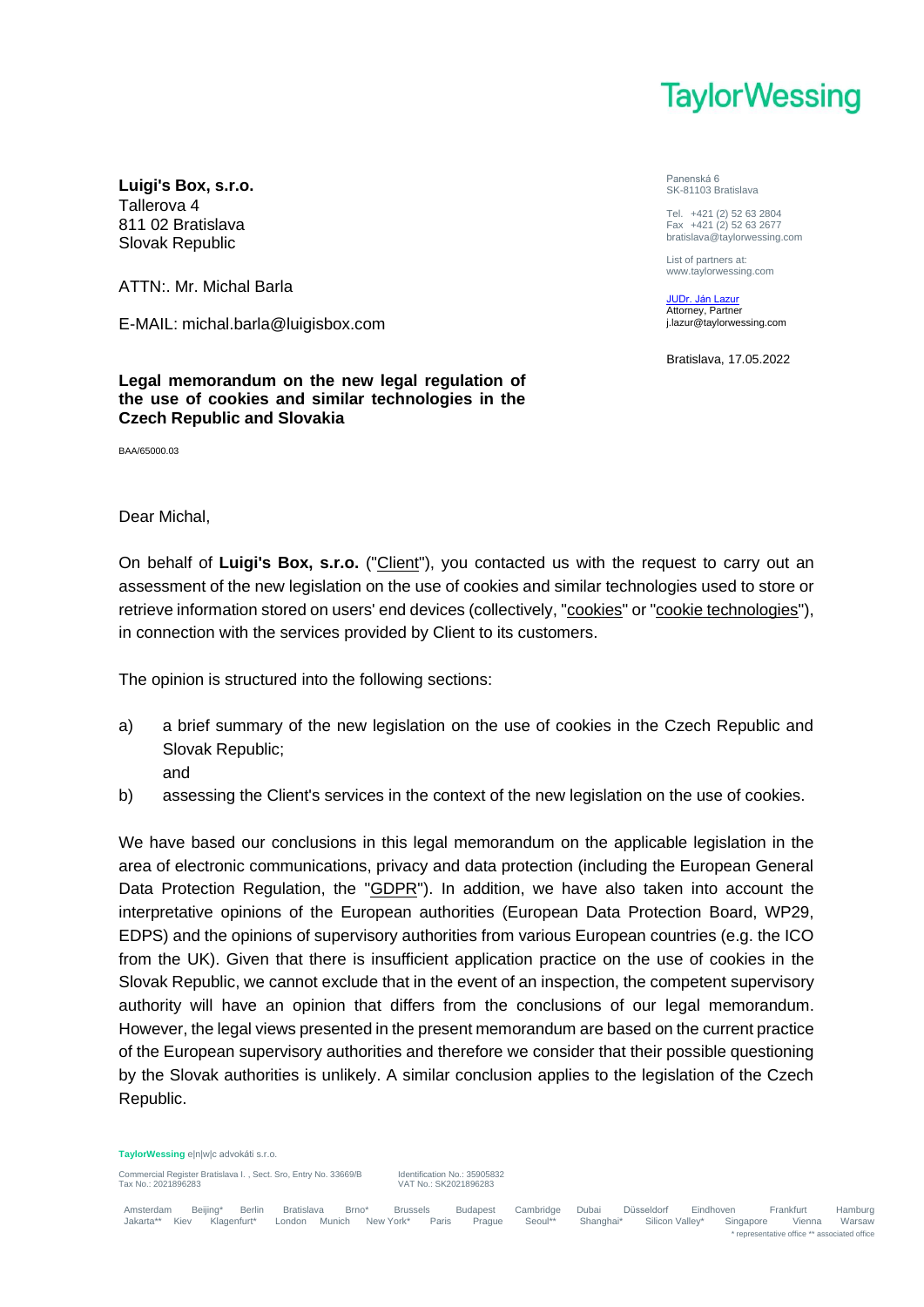TaylorWessing

**Luigi's Box, s.r.o.**
Tallerova 4
811 02 Bratislava
Slovak Republic

ATTN:. Mr. Michal Barla

E-MAIL: michal.barla@luigisbox.com

Panenská 6
SK-81103 Bratislava

Tel. +421 (2) 52 63 2804
Fax +421 (2) 52 63 2677
bratislava@taylorwessing.com

List of partners at:
www.taylorwessing.com

JUDr. Ján Lazur
Attorney, Partner
j.lazur@taylorwessing.com

Bratislava, 17.05.2022

**Legal memorandum on the new legal regulation of the use of cookies and similar technologies in the Czech Republic and Slovakia**

BAA/65000.03

Dear Michal,

On behalf of **Luigi's Box, s.r.o.** ("Client"), you contacted us with the request to carry out an assessment of the new legislation on the use of cookies and similar technologies used to store or retrieve information stored on users' end devices (collectively, "cookies" or "cookie technologies"), in connection with the services provided by Client to its customers.

The opinion is structured into the following sections:

a) a brief summary of the new legislation on the use of cookies in the Czech Republic and Slovak Republic;
and

b) assessing the Client's services in the context of the new legislation on the use of cookies.

We have based our conclusions in this legal memorandum on the applicable legislation in the area of electronic communications, privacy and data protection (including the European General Data Protection Regulation, the "GDPR"). In addition, we have also taken into account the interpretative opinions of the European authorities (European Data Protection Board, WP29, EDPS) and the opinions of supervisory authorities from various European countries (e.g. the ICO from the UK). Given that there is insufficient application practice on the use of cookies in the Slovak Republic, we cannot exclude that in the event of an inspection, the competent supervisory authority will have an opinion that differs from the conclusions of our legal memorandum. However, the legal views presented in the present memorandum are based on the current practice of the European supervisory authorities and therefore we consider that their possible questioning by the Slovak authorities is unlikely. A similar conclusion applies to the legislation of the Czech Republic.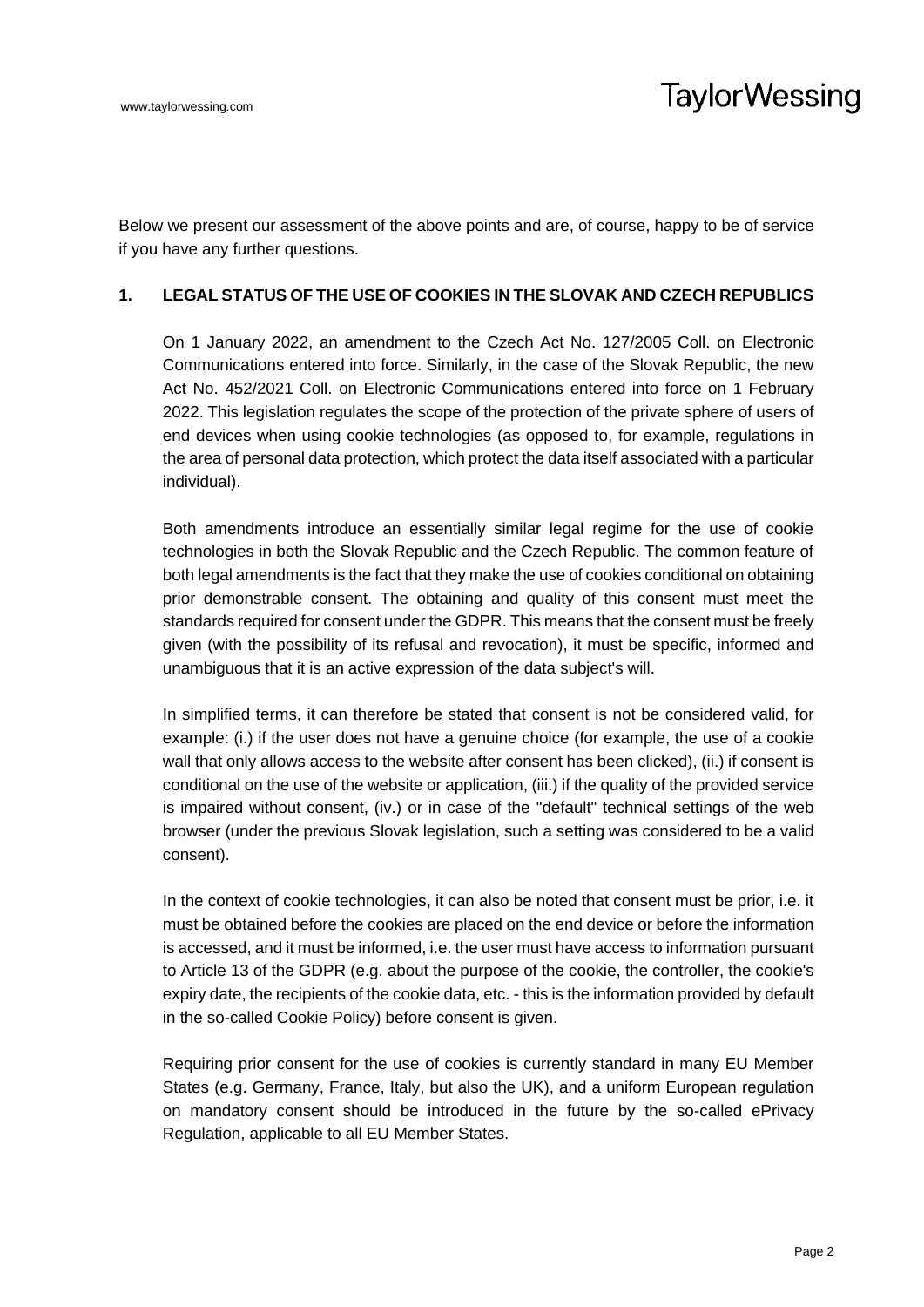Below we present our assessment of the above points and are, of course, happy to be of service if you have any further questions.

## 1. LEGAL STATUS OF THE USE OF COOKIES IN THE SLOVAK AND CZECH REPUBLICS

On 1 January 2022, an amendment to the Czech Act No. 127/2005 Coll. on Electronic Communications entered into force. Similarly, in the case of the Slovak Republic, the new Act No. 452/2021 Coll. on Electronic Communications entered into force on 1 February 2022. This legislation regulates the scope of the protection of the private sphere of users of end devices when using cookie technologies (as opposed to, for example, regulations in the area of personal data protection, which protect the data itself associated with a particular individual).

Both amendments introduce an essentially similar legal regime for the use of cookie technologies in both the Slovak Republic and the Czech Republic. The common feature of both legal amendments is the fact that they make the use of cookies conditional on obtaining prior demonstrable consent. The obtaining and quality of this consent must meet the standards required for consent under the GDPR. This means that the consent must be freely given (with the possibility of its refusal and revocation), it must be specific, informed and unambiguous that it is an active expression of the data subject's will.

In simplified terms, it can therefore be stated that consent is not be considered valid, for example: (i.) if the user does not have a genuine choice (for example, the use of a cookie wall that only allows access to the website after consent has been clicked), (ii.) if consent is conditional on the use of the website or application, (iii.) if the quality of the provided service is impaired without consent, (iv.) or in case of the "default" technical settings of the web browser (under the previous Slovak legislation, such a setting was considered to be a valid consent).

In the context of cookie technologies, it can also be noted that consent must be prior, i.e. it must be obtained before the cookies are placed on the end device or before the information is accessed, and it must be informed, i.e. the user must have access to information pursuant to Article 13 of the GDPR (e.g. about the purpose of the cookie, the controller, the cookie's expiry date, the recipients of the cookie data, etc. - this is the information provided by default in the so-called Cookie Policy) before consent is given.

Requiring prior consent for the use of cookies is currently standard in many EU Member States (e.g. Germany, France, Italy, but also the UK), and a uniform European regulation on mandatory consent should be introduced in the future by the so-called ePrivacy Regulation, applicable to all EU Member States.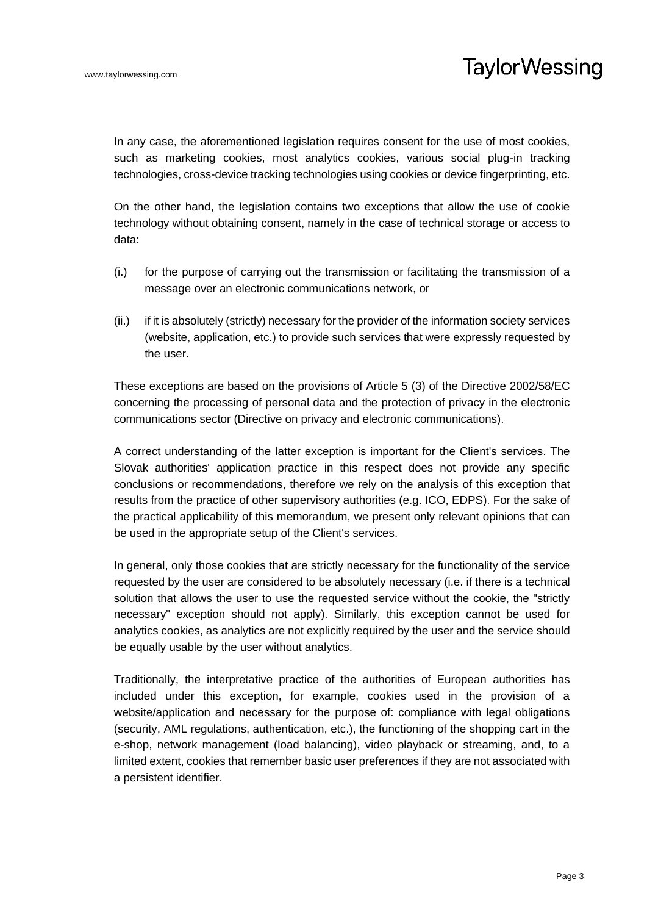In any case, the aforementioned legislation requires consent for the use of most cookies, such as marketing cookies, most analytics cookies, various social plug-in tracking technologies, cross-device tracking technologies using cookies or device fingerprinting, etc.

On the other hand, the legislation contains two exceptions that allow the use of cookie technology without obtaining consent, namely in the case of technical storage or access to data:

(i.) for the purpose of carrying out the transmission or facilitating the transmission of a message over an electronic communications network, or

(ii.) if it is absolutely (strictly) necessary for the provider of the information society services (website, application, etc.) to provide such services that were expressly requested by the user.

These exceptions are based on the provisions of Article 5 (3) of the Directive 2002/58/EC concerning the processing of personal data and the protection of privacy in the electronic communications sector (Directive on privacy and electronic communications).

A correct understanding of the latter exception is important for the Client's services. The Slovak authorities' application practice in this respect does not provide any specific conclusions or recommendations, therefore we rely on the analysis of this exception that results from the practice of other supervisory authorities (e.g. ICO, EDPS). For the sake of the practical applicability of this memorandum, we present only relevant opinions that can be used in the appropriate setup of the Client's services.

In general, only those cookies that are strictly necessary for the functionality of the service requested by the user are considered to be absolutely necessary (i.e. if there is a technical solution that allows the user to use the requested service without the cookie, the "strictly necessary" exception should not apply). Similarly, this exception cannot be used for analytics cookies, as analytics are not explicitly required by the user and the service should be equally usable by the user without analytics.

Traditionally, the interpretative practice of the authorities of European authorities has included under this exception, for example, cookies used in the provision of a website/application and necessary for the purpose of: compliance with legal obligations (security, AML regulations, authentication, etc.), the functioning of the shopping cart in the e-shop, network management (load balancing), video playback or streaming, and, to a limited extent, cookies that remember basic user preferences if they are not associated with a persistent identifier.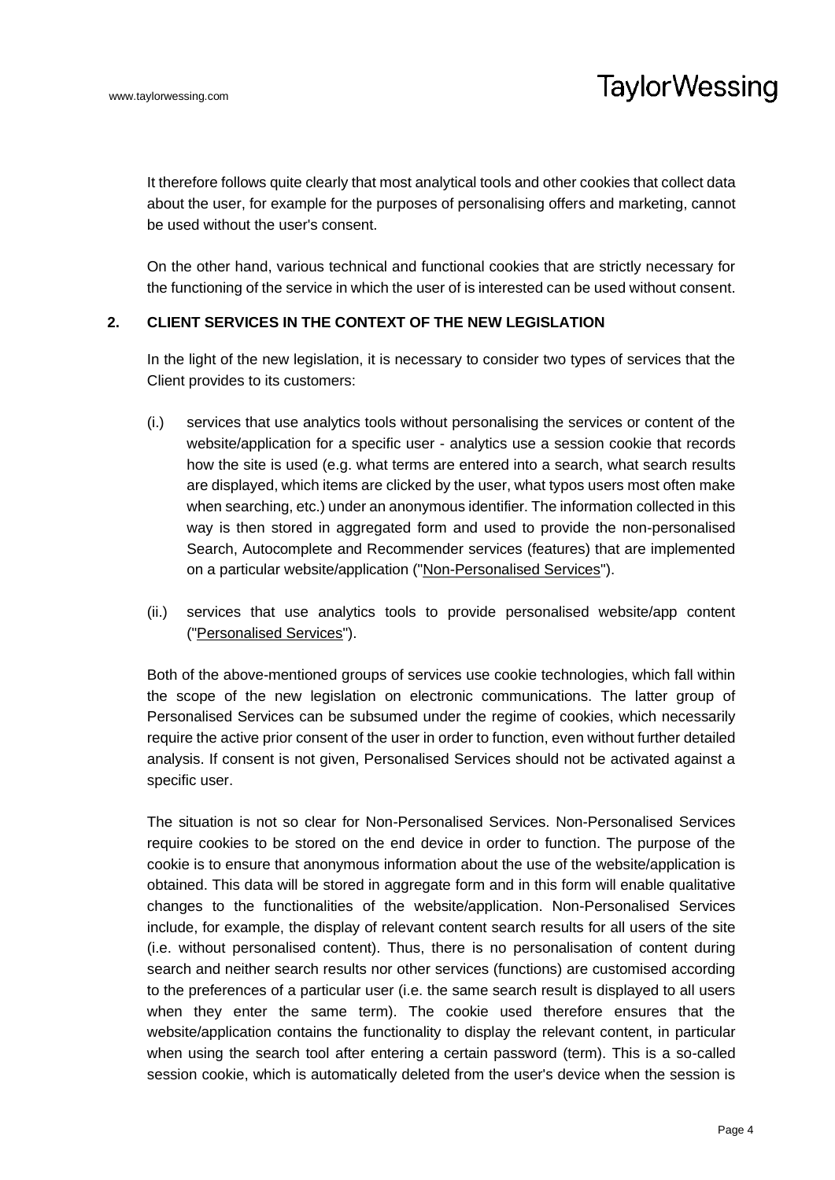It therefore follows quite clearly that most analytical tools and other cookies that collect data about the user, for example for the purposes of personalising offers and marketing, cannot be used without the user's consent.

On the other hand, various technical and functional cookies that are strictly necessary for the functioning of the service in which the user of is interested can be used without consent.

## 2. CLIENT SERVICES IN THE CONTEXT OF THE NEW LEGISLATION

In the light of the new legislation, it is necessary to consider two types of services that the Client provides to its customers:

(i.) services that use analytics tools without personalising the services or content of the website/application for a specific user - analytics use a session cookie that records how the site is used (e.g. what terms are entered into a search, what search results are displayed, which items are clicked by the user, what typos users most often make when searching, etc.) under an anonymous identifier. The information collected in this way is then stored in aggregated form and used to provide the non-personalised Search, Autocomplete and Recommender services (features) that are implemented on a particular website/application ("Non-Personalised Services").

(ii.) services that use analytics tools to provide personalised website/app content ("Personalised Services").

Both of the above-mentioned groups of services use cookie technologies, which fall within the scope of the new legislation on electronic communications. The latter group of Personalised Services can be subsumed under the regime of cookies, which necessarily require the active prior consent of the user in order to function, even without further detailed analysis. If consent is not given, Personalised Services should not be activated against a specific user.

The situation is not so clear for Non-Personalised Services. Non-Personalised Services require cookies to be stored on the end device in order to function. The purpose of the cookie is to ensure that anonymous information about the use of the website/application is obtained. This data will be stored in aggregate form and in this form will enable qualitative changes to the functionalities of the website/application. Non-Personalised Services include, for example, the display of relevant content search results for all users of the site (i.e. without personalised content). Thus, there is no personalisation of content during search and neither search results nor other services (functions) are customised according to the preferences of a particular user (i.e. the same search result is displayed to all users when they enter the same term). The cookie used therefore ensures that the website/application contains the functionality to display the relevant content, in particular when using the search tool after entering a certain password (term). This is a so-called session cookie, which is automatically deleted from the user's device when the session is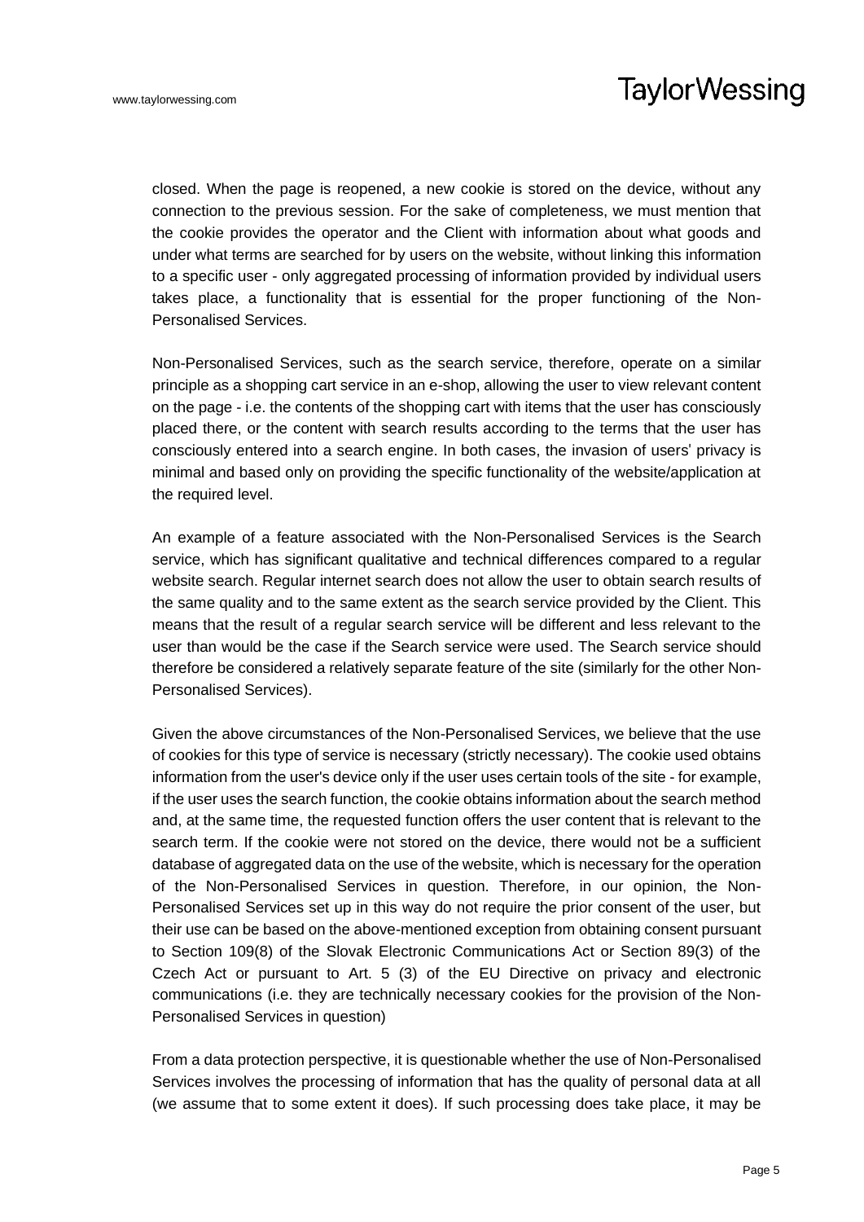closed. When the page is reopened, a new cookie is stored on the device, without any connection to the previous session. For the sake of completeness, we must mention that the cookie provides the operator and the Client with information about what goods and under what terms are searched for by users on the website, without linking this information to a specific user - only aggregated processing of information provided by individual users takes place, a functionality that is essential for the proper functioning of the Non-Personalised Services.

Non-Personalised Services, such as the search service, therefore, operate on a similar principle as a shopping cart service in an e-shop, allowing the user to view relevant content on the page - i.e. the contents of the shopping cart with items that the user has consciously placed there, or the content with search results according to the terms that the user has consciously entered into a search engine. In both cases, the invasion of users' privacy is minimal and based only on providing the specific functionality of the website/application at the required level.

An example of a feature associated with the Non-Personalised Services is the Search service, which has significant qualitative and technical differences compared to a regular website search. Regular internet search does not allow the user to obtain search results of the same quality and to the same extent as the search service provided by the Client. This means that the result of a regular search service will be different and less relevant to the user than would be the case if the Search service were used. The Search service should therefore be considered a relatively separate feature of the site (similarly for the other Non-Personalised Services).

Given the above circumstances of the Non-Personalised Services, we believe that the use of cookies for this type of service is necessary (strictly necessary). The cookie used obtains information from the user's device only if the user uses certain tools of the site - for example, if the user uses the search function, the cookie obtains information about the search method and, at the same time, the requested function offers the user content that is relevant to the search term. If the cookie were not stored on the device, there would not be a sufficient database of aggregated data on the use of the website, which is necessary for the operation of the Non-Personalised Services in question. Therefore, in our opinion, the Non-Personalised Services set up in this way do not require the prior consent of the user, but their use can be based on the above-mentioned exception from obtaining consent pursuant to Section 109(8) of the Slovak Electronic Communications Act or Section 89(3) of the Czech Act or pursuant to Art. 5 (3) of the EU Directive on privacy and electronic communications (i.e. they are technically necessary cookies for the provision of the Non-Personalised Services in question)

From a data protection perspective, it is questionable whether the use of Non-Personalised Services involves the processing of information that has the quality of personal data at all (we assume that to some extent it does). If such processing does take place, it may be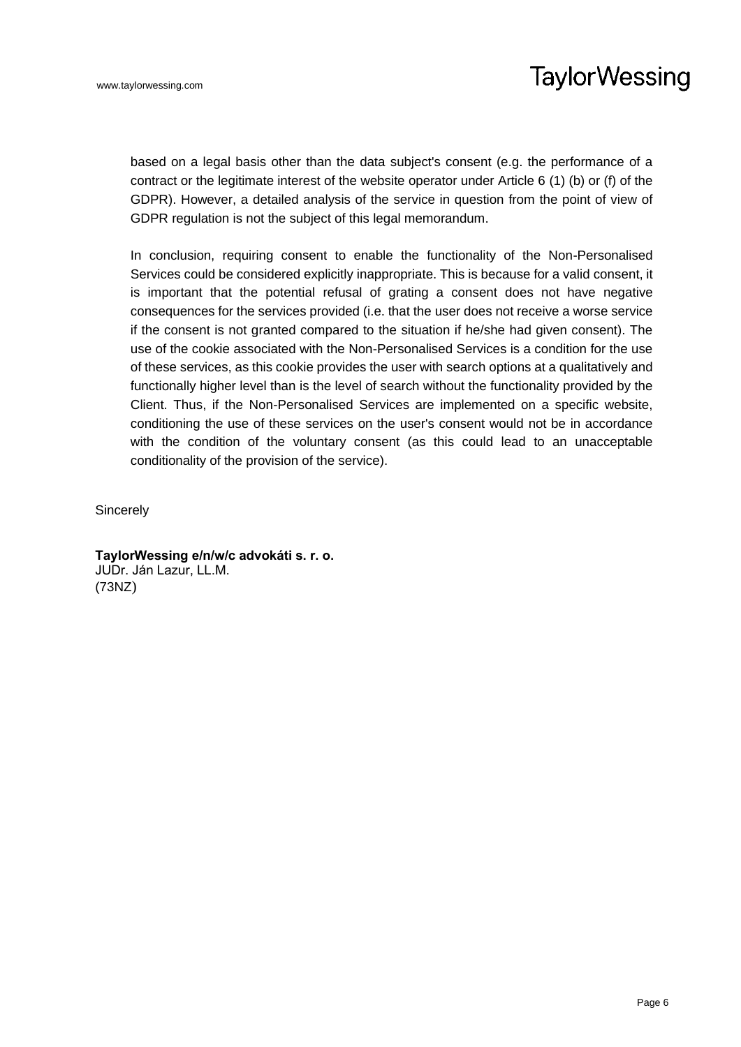based on a legal basis other than the data subject's consent (e.g. the performance of a contract or the legitimate interest of the website operator under Article 6 (1) (b) or (f) of the GDPR). However, a detailed analysis of the service in question from the point of view of GDPR regulation is not the subject of this legal memorandum.

In conclusion, requiring consent to enable the functionality of the Non-Personalised Services could be considered explicitly inappropriate. This is because for a valid consent, it is important that the potential refusal of grating a consent does not have negative consequences for the services provided (i.e. that the user does not receive a worse service if the consent is not granted compared to the situation if he/she had given consent). The use of the cookie associated with the Non-Personalised Services is a condition for the use of these services, as this cookie provides the user with search options at a qualitatively and functionally higher level than is the level of search without the functionality provided by the Client. Thus, if the Non-Personalised Services are implemented on a specific website, conditioning the use of these services on the user's consent would not be in accordance with the condition of the voluntary consent (as this could lead to an unacceptable conditionality of the provision of the service).

Sincerely

**TaylorWessing e/n/w/c advokáti s. r. o.**
JUDr. Ján Lazur, LL.M.
(73NZ)